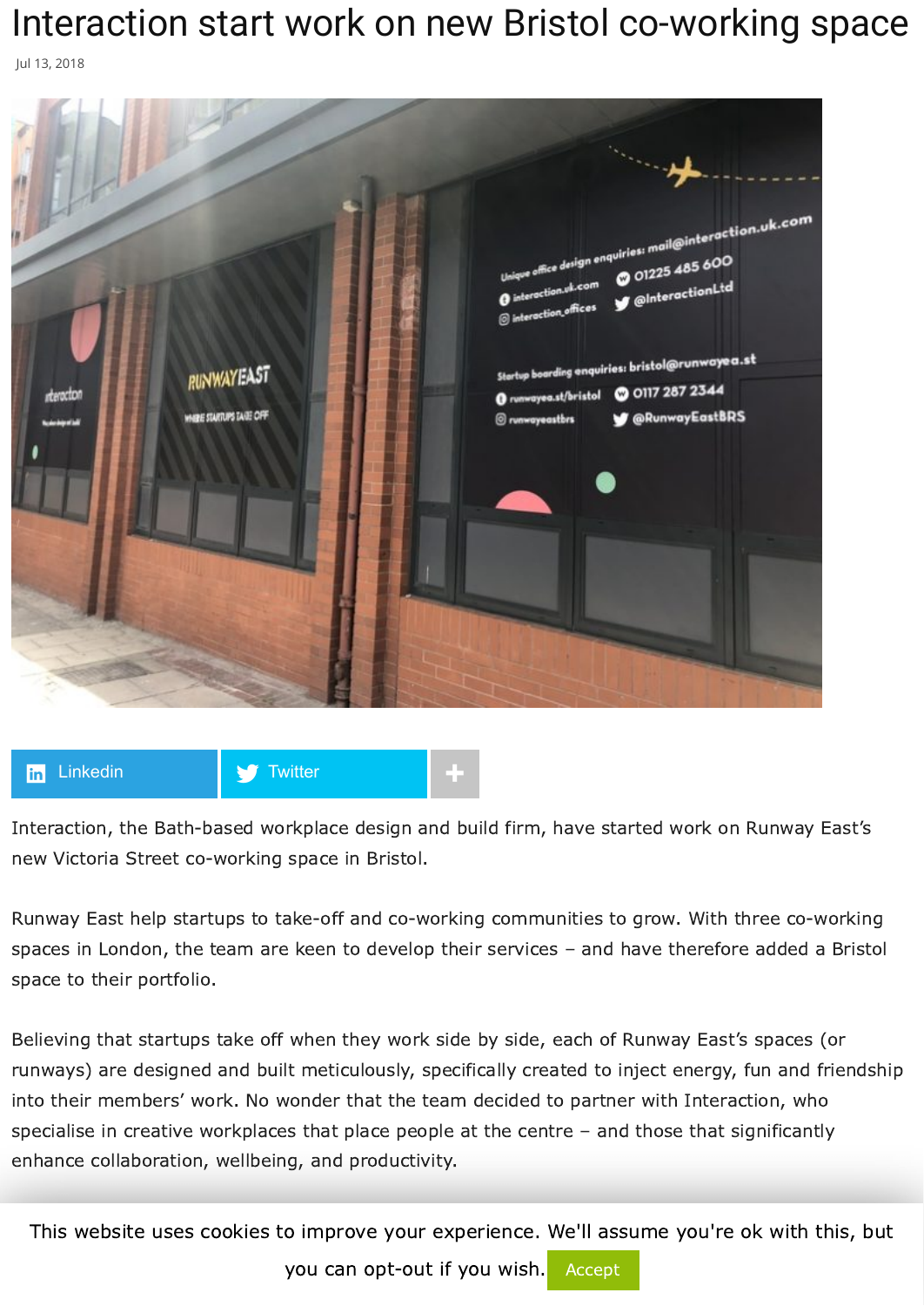# Interaction start work on new Bristol co-working space

Jul 13, 2018

Interaction, the Bath-based workplace design and build firm, have started work on Runway East's new Victoria Street co-working space in Bristol.

Runway East help startups to take-off and co-working communities to grow. With three co-working spaces in London, the team are keen to develop their services – and have therefore added a Bristol space to their portfolio.

Believing that startups take off when they work side by side, each of Runway East's spaces (or runways) are designed and built meticulously, specifically created to inject energy, fun and friendship into their members' work. No wonder that the team decided to partner with Interaction, who specialise in creative workplaces that place people at the centre – and those that significantly enhance collaboration, wellbeing, and productivity.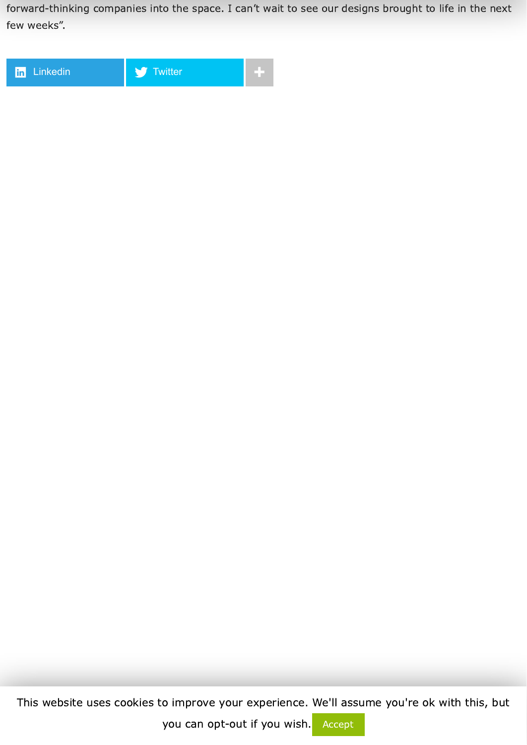forward-thinking companies into the space. I can't wait to see our designs brought to life in the next few weeks".

Linkedin Twitter +

This website uses cookies to improve your experience. We'll assume you're ok with this, but you can opt-out if you wish. Accept